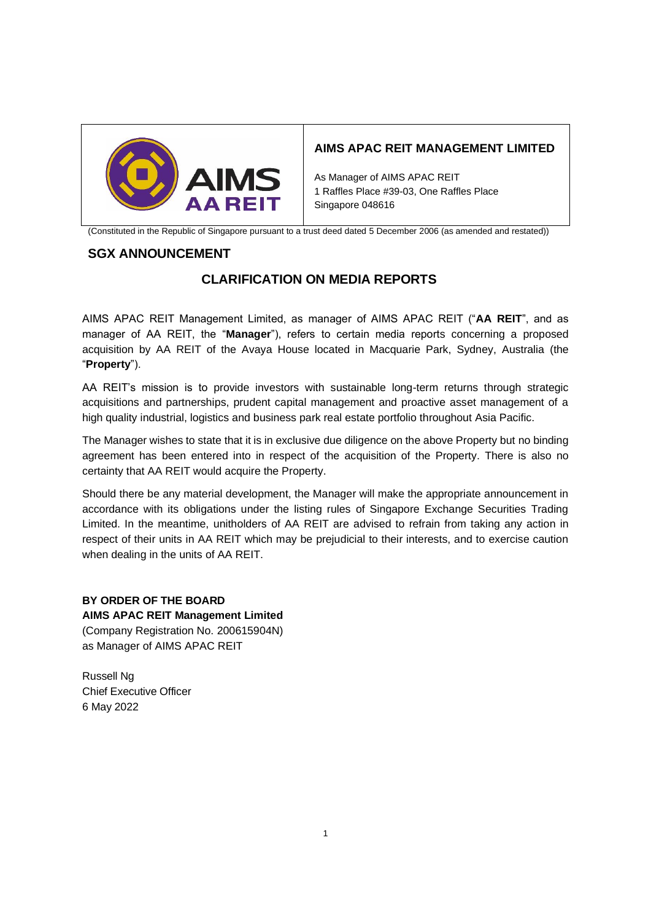**AIMS APAC REIT MANAGEMENT LIMITED**

As Manager of AIMS APAC REIT
1 Raffles Place #39-03, One Raffles Place
Singapore 048616

(Constituted in the Republic of Singapore pursuant to a trust deed dated 5 December 2006 (as amended and restated))

## SGX ANNOUNCEMENT

# CLARIFICATION ON MEDIA REPORTS

AIMS APAC REIT Management Limited, as manager of AIMS APAC REIT ("**AA REIT**", and as manager of AA REIT, the "**Manager**"), refers to certain media reports concerning a proposed acquisition by AA REIT of the Avaya House located in Macquarie Park, Sydney, Australia (the "**Property**").

AA REIT's mission is to provide investors with sustainable long-term returns through strategic acquisitions and partnerships, prudent capital management and proactive asset management of a high quality industrial, logistics and business park real estate portfolio throughout Asia Pacific.

The Manager wishes to state that it is in exclusive due diligence on the above Property but no binding agreement has been entered into in respect of the acquisition of the Property. There is also no certainty that AA REIT would acquire the Property.

Should there be any material development, the Manager will make the appropriate announcement in accordance with its obligations under the listing rules of Singapore Exchange Securities Trading Limited. In the meantime, unitholders of AA REIT are advised to refrain from taking any action in respect of their units in AA REIT which may be prejudicial to their interests, and to exercise caution when dealing in the units of AA REIT.

**BY ORDER OF THE BOARD**
**AIMS APAC REIT Management Limited**
(Company Registration No. 200615904N)
as Manager of AIMS APAC REIT

Russell Ng
Chief Executive Officer
6 May 2022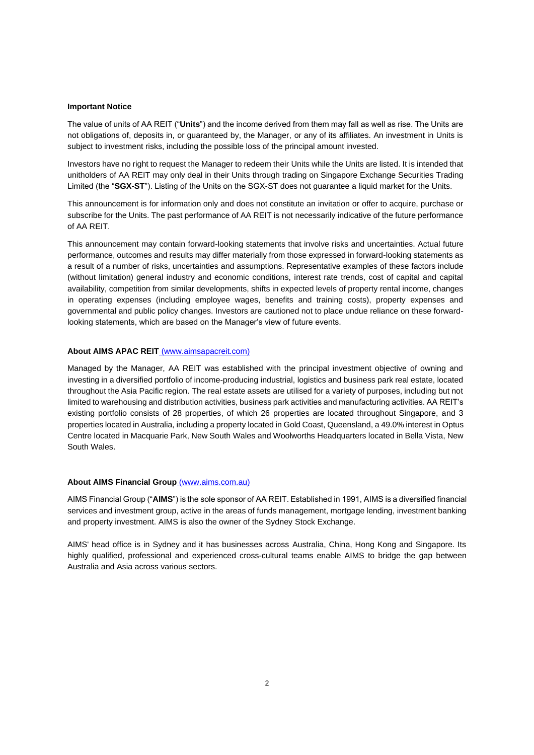**Important Notice**

The value of units of AA REIT ("**Units**") and the income derived from them may fall as well as rise. The Units are not obligations of, deposits in, or guaranteed by, the Manager, or any of its affiliates. An investment in Units is subject to investment risks, including the possible loss of the principal amount invested.

Investors have no right to request the Manager to redeem their Units while the Units are listed. It is intended that unitholders of AA REIT may only deal in their Units through trading on Singapore Exchange Securities Trading Limited (the "**SGX-ST**"). Listing of the Units on the SGX-ST does not guarantee a liquid market for the Units.

This announcement is for information only and does not constitute an invitation or offer to acquire, purchase or subscribe for the Units. The past performance of AA REIT is not necessarily indicative of the future performance of AA REIT.

This announcement may contain forward-looking statements that involve risks and uncertainties. Actual future performance, outcomes and results may differ materially from those expressed in forward-looking statements as a result of a number of risks, uncertainties and assumptions. Representative examples of these factors include (without limitation) general industry and economic conditions, interest rate trends, cost of capital and capital availability, competition from similar developments, shifts in expected levels of property rental income, changes in operating expenses (including employee wages, benefits and training costs), property expenses and governmental and public policy changes. Investors are cautioned not to place undue reliance on these forward-looking statements, which are based on the Manager's view of future events.

**About AIMS APAC REIT** (www.aimsapacreit.com)

Managed by the Manager, AA REIT was established with the principal investment objective of owning and investing in a diversified portfolio of income-producing industrial, logistics and business park real estate, located throughout the Asia Pacific region. The real estate assets are utilised for a variety of purposes, including but not limited to warehousing and distribution activities, business park activities and manufacturing activities. AA REIT's existing portfolio consists of 28 properties, of which 26 properties are located throughout Singapore, and 3 properties located in Australia, including a property located in Gold Coast, Queensland, a 49.0% interest in Optus Centre located in Macquarie Park, New South Wales and Woolworths Headquarters located in Bella Vista, New South Wales.

**About AIMS Financial Group** (www.aims.com.au)

AIMS Financial Group ("**AIMS**") is the sole sponsor of AA REIT. Established in 1991, AIMS is a diversified financial services and investment group, active in the areas of funds management, mortgage lending, investment banking and property investment. AIMS is also the owner of the Sydney Stock Exchange.

AIMS' head office is in Sydney and it has businesses across Australia, China, Hong Kong and Singapore. Its highly qualified, professional and experienced cross-cultural teams enable AIMS to bridge the gap between Australia and Asia across various sectors.